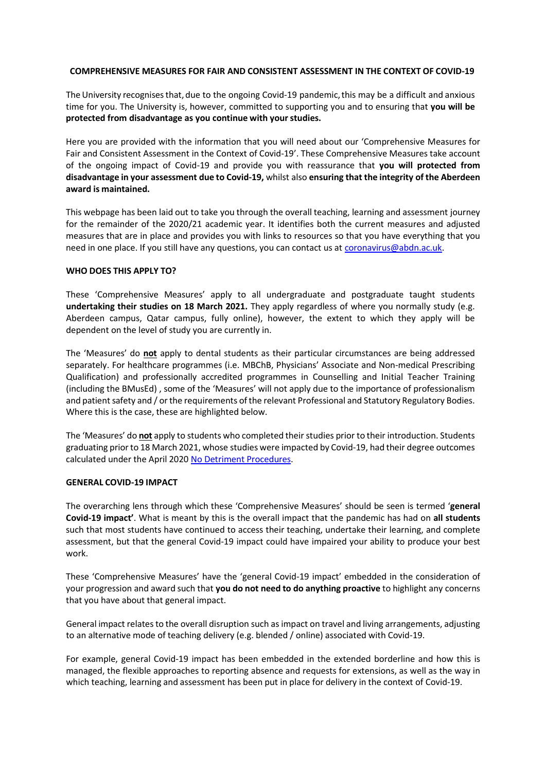**COMPREHENSIVE MEASURES FOR FAIR AND CONSISTENT ASSESSMENT IN THE CONTEXT OF COVID-19**

The University recognises that, due to the ongoing Covid-19 pandemic, this may be a difficult and anxious time for you. The University is, however, committed to supporting you and to ensuring that **you will be protected from disadvantage as you continue with your studies.**

Here you are provided with the information that you will need about our 'Comprehensive Measures for Fair and Consistent Assessment in the Context of Covid-19'. These Comprehensive Measures take account of the ongoing impact of Covid-19 and provide you with reassurance that **you will protected from disadvantage in your assessment due to Covid-19,** whilst also **ensuring that the integrity of the Aberdeen award is maintained.**

This webpage has been laid out to take you through the overall teaching, learning and assessment journey for the remainder of the 2020/21 academic year. It identifies both the current measures and adjusted measures that are in place and provides you with links to resources so that you have everything that you need in one place. If you still have any questions, you can contact us at coronavirus@abdn.ac.uk.

**WHO DOES THIS APPLY TO?**

These 'Comprehensive Measures' apply to all undergraduate and postgraduate taught students **undertaking their studies on 18 March 2021.** They apply regardless of where you normally study (e.g. Aberdeen campus, Qatar campus, fully online), however, the extent to which they apply will be dependent on the level of study you are currently in.

The 'Measures' do **not** apply to dental students as their particular circumstances are being addressed separately. For healthcare programmes (i.e. MBChB, Physicians' Associate and Non-medical Prescribing Qualification) and professionally accredited programmes in Counselling and Initial Teacher Training (including the BMusEd) , some of the 'Measures' will not apply due to the importance of professionalism and patient safety and / or the requirements of the relevant Professional and Statutory Regulatory Bodies. Where this is the case, these are highlighted below.

The 'Measures' do **not** apply to students who completed their studies prior to their introduction. Students graduating prior to 18 March 2021, whose studies were impacted by Covid-19, had their degree outcomes calculated under the April 2020 No Detriment Procedures.

**GENERAL COVID-19 IMPACT**

The overarching lens through which these 'Comprehensive Measures' should be seen is termed '**general Covid-19 impact'**. What is meant by this is the overall impact that the pandemic has had on **all students** such that most students have continued to access their teaching, undertake their learning, and complete assessment, but that the general Covid-19 impact could have impaired your ability to produce your best work.

These 'Comprehensive Measures' have the 'general Covid-19 impact' embedded in the consideration of your progression and award such that **you do not need to do anything proactive** to highlight any concerns that you have about that general impact.

General impact relates to the overall disruption such as impact on travel and living arrangements, adjusting to an alternative mode of teaching delivery (e.g. blended / online) associated with Covid-19.

For example, general Covid-19 impact has been embedded in the extended borderline and how this is managed, the flexible approaches to reporting absence and requests for extensions, as well as the way in which teaching, learning and assessment has been put in place for delivery in the context of Covid-19.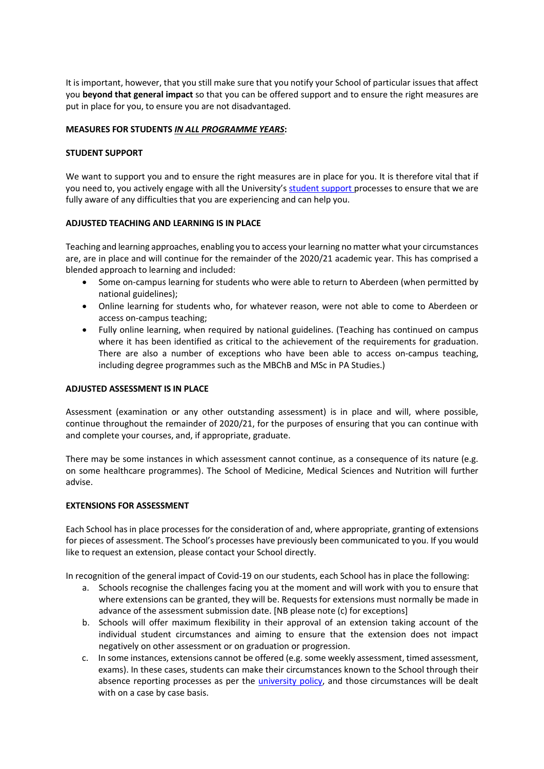It is important, however, that you still make sure that you notify your School of particular issues that affect you **beyond that general impact** so that you can be offered support and to ensure the right measures are put in place for you, to ensure you are not disadvantaged.

**MEASURES FOR STUDENTS *IN ALL PROGRAMME YEARS*:**

**STUDENT SUPPORT**

We want to support you and to ensure the right measures are in place for you. It is therefore vital that if you need to, you actively engage with all the University's student support processes to ensure that we are fully aware of any difficulties that you are experiencing and can help you.

**ADJUSTED TEACHING AND LEARNING IS IN PLACE**

Teaching and learning approaches, enabling you to access your learning no matter what your circumstances are, are in place and will continue for the remainder of the 2020/21 academic year. This has comprised a blended approach to learning and included:

- Some on-campus learning for students who were able to return to Aberdeen (when permitted by national guidelines);
- Online learning for students who, for whatever reason, were not able to come to Aberdeen or access on-campus teaching;
- Fully online learning, when required by national guidelines. (Teaching has continued on campus where it has been identified as critical to the achievement of the requirements for graduation. There are also a number of exceptions who have been able to access on-campus teaching, including degree programmes such as the MBChB and MSc in PA Studies.)

**ADJUSTED ASSESSMENT IS IN PLACE**

Assessment (examination or any other outstanding assessment) is in place and will, where possible, continue throughout the remainder of 2020/21, for the purposes of ensuring that you can continue with and complete your courses, and, if appropriate, graduate.

There may be some instances in which assessment cannot continue, as a consequence of its nature (e.g. on some healthcare programmes). The School of Medicine, Medical Sciences and Nutrition will further advise.

**EXTENSIONS FOR ASSESSMENT**

Each School has in place processes for the consideration of and, where appropriate, granting of extensions for pieces of assessment. The School's processes have previously been communicated to you. If you would like to request an extension, please contact your School directly.

In recognition of the general impact of Covid-19 on our students, each School has in place the following:

a. Schools recognise the challenges facing you at the moment and will work with you to ensure that where extensions can be granted, they will be. Requests for extensions must normally be made in advance of the assessment submission date. [NB please note (c) for exceptions]
b. Schools will offer maximum flexibility in their approval of an extension taking account of the individual student circumstances and aiming to ensure that the extension does not impact negatively on other assessment or on graduation or progression.
c. In some instances, extensions cannot be offered (e.g. some weekly assessment, timed assessment, exams). In these cases, students can make their circumstances known to the School through their absence reporting processes as per the university policy, and those circumstances will be dealt with on a case by case basis.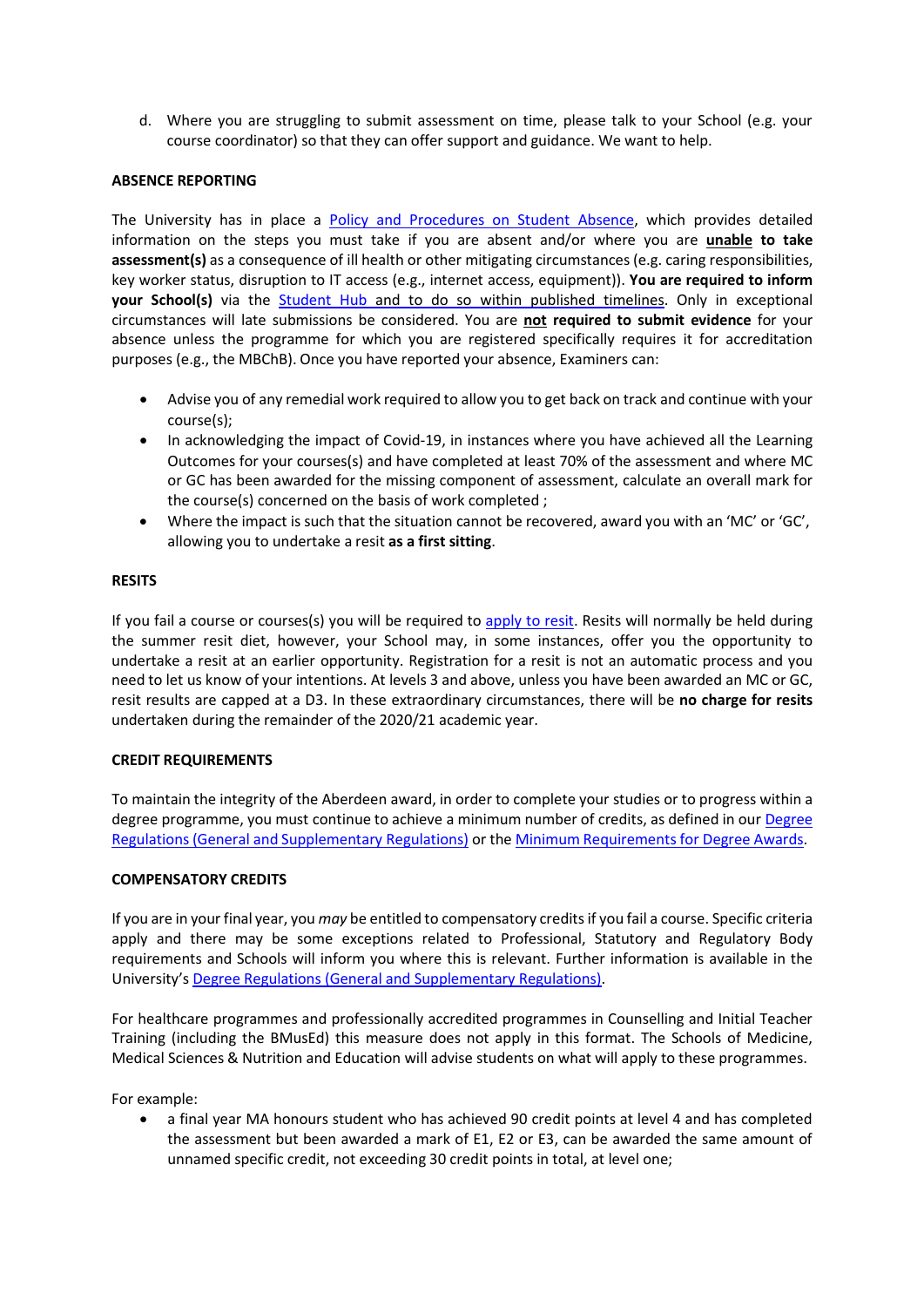d. Where you are struggling to submit assessment on time, please talk to your School (e.g. your course coordinator) so that they can offer support and guidance. We want to help.

**ABSENCE REPORTING**

The University has in place a Policy and Procedures on Student Absence, which provides detailed information on the steps you must take if you are absent and/or where you are **unable to take assessment(s)** as a consequence of ill health or other mitigating circumstances (e.g. caring responsibilities, key worker status, disruption to IT access (e.g., internet access, equipment)). **You are required to inform your School(s)** via the Student Hub and to do so within published timelines. Only in exceptional circumstances will late submissions be considered. You are **not required to submit evidence** for your absence unless the programme for which you are registered specifically requires it for accreditation purposes (e.g., the MBChB). Once you have reported your absence, Examiners can:

- Advise you of any remedial work required to allow you to get back on track and continue with your course(s);
- In acknowledging the impact of Covid-19, in instances where you have achieved all the Learning Outcomes for your courses(s) and have completed at least 70% of the assessment and where MC or GC has been awarded for the missing component of assessment, calculate an overall mark for the course(s) concerned on the basis of work completed ;
- Where the impact is such that the situation cannot be recovered, award you with an 'MC' or 'GC', allowing you to undertake a resit **as a first sitting**.

**RESITS**

If you fail a course or courses(s) you will be required to apply to resit. Resits will normally be held during the summer resit diet, however, your School may, in some instances, offer you the opportunity to undertake a resit at an earlier opportunity. Registration for a resit is not an automatic process and you need to let us know of your intentions. At levels 3 and above, unless you have been awarded an MC or GC, resit results are capped at a D3. In these extraordinary circumstances, there will be **no charge for resits** undertaken during the remainder of the 2020/21 academic year.

**CREDIT REQUIREMENTS**

To maintain the integrity of the Aberdeen award, in order to complete your studies or to progress within a degree programme, you must continue to achieve a minimum number of credits, as defined in our Degree Regulations (General and Supplementary Regulations) or the Minimum Requirements for Degree Awards.

**COMPENSATORY CREDITS**

If you are in your final year, you *may* be entitled to compensatory credits if you fail a course. Specific criteria apply and there may be some exceptions related to Professional, Statutory and Regulatory Body requirements and Schools will inform you where this is relevant. Further information is available in the University's Degree Regulations (General and Supplementary Regulations).

For healthcare programmes and professionally accredited programmes in Counselling and Initial Teacher Training (including the BMusEd) this measure does not apply in this format. The Schools of Medicine, Medical Sciences & Nutrition and Education will advise students on what will apply to these programmes.

For example:

- a final year MA honours student who has achieved 90 credit points at level 4 and has completed the assessment but been awarded a mark of E1, E2 or E3, can be awarded the same amount of unnamed specific credit, not exceeding 30 credit points in total, at level one;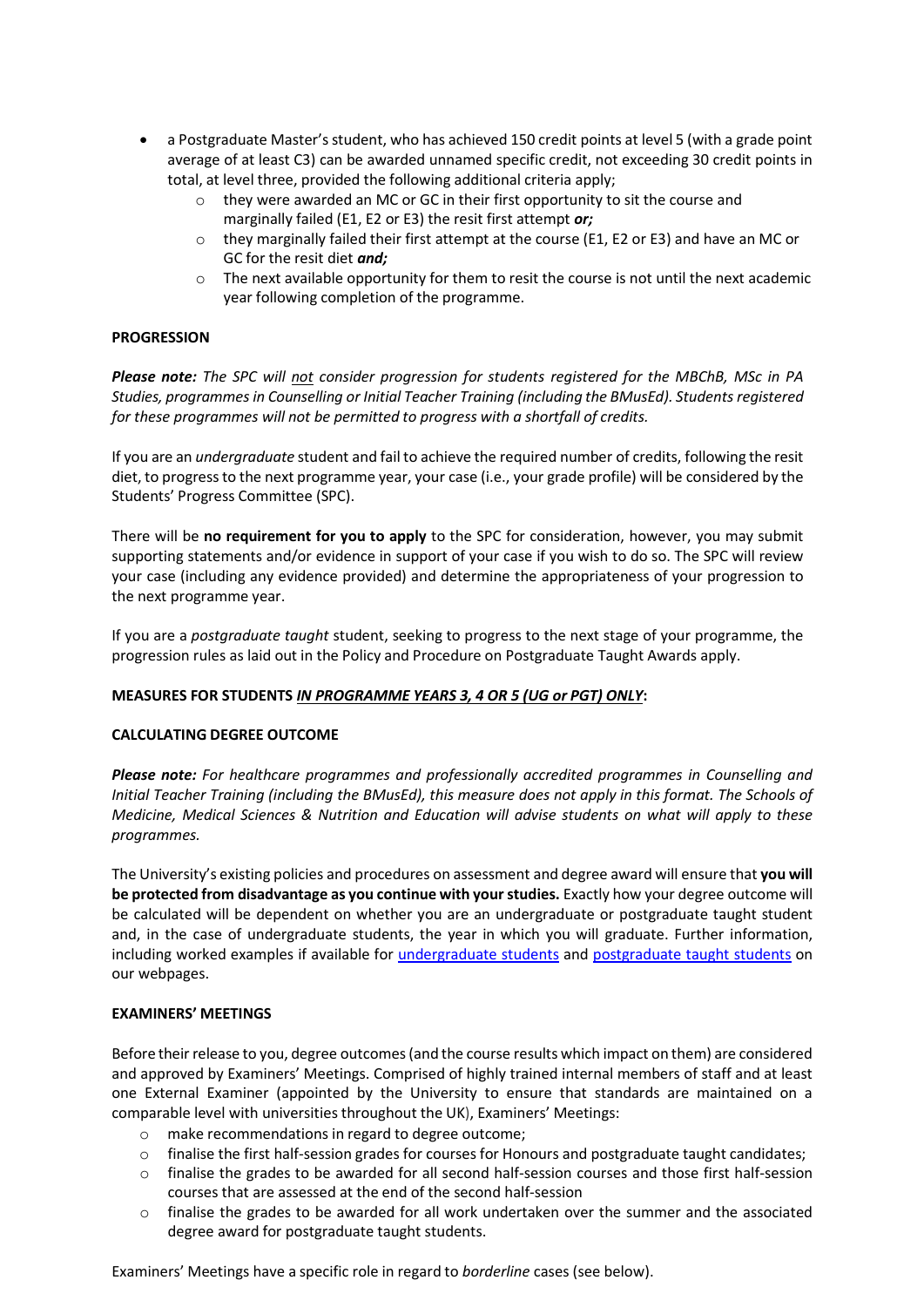- a Postgraduate Master's student, who has achieved 150 credit points at level 5 (with a grade point average of at least C3) can be awarded unnamed specific credit, not exceeding 30 credit points in total, at level three, provided the following additional criteria apply;
    - they were awarded an MC or GC in their first opportunity to sit the course and marginally failed (E1, E2 or E3) the resit first attempt ***or;***
    - they marginally failed their first attempt at the course (E1, E2 or E3) and have an MC or GC for the resit diet ***and;***
    - The next available opportunity for them to resit the course is not until the next academic year following completion of the programme.

**PROGRESSION**

***Please note:*** *The SPC will* *<u>not</u>* *consider progression for students registered for the MBChB, MSc in PA Studies, programmes in Counselling or Initial Teacher Training (including the BMusEd). Students registered for these programmes will not be permitted to progress with a shortfall of credits.*

If you are an *undergraduate* student and fail to achieve the required number of credits, following the resit diet, to progress to the next programme year, your case (i.e., your grade profile) will be considered by the Students' Progress Committee (SPC).

There will be **no requirement for you to apply** to the SPC for consideration, however, you may submit supporting statements and/or evidence in support of your case if you wish to do so. The SPC will review your case (including any evidence provided) and determine the appropriateness of your progression to the next programme year.

If you are a *postgraduate taught* student, seeking to progress to the next stage of your programme, the progression rules as laid out in the Policy and Procedure on Postgraduate Taught Awards apply.

**MEASURES FOR STUDENTS *<u>IN PROGRAMME YEARS 3, 4 OR 5 (UG or PGT) ONLY</u>*:**

**CALCULATING DEGREE OUTCOME**

***Please note:*** *For healthcare programmes and professionally accredited programmes in Counselling and Initial Teacher Training (including the BMusEd), this measure does not apply in this format. The Schools of Medicine, Medical Sciences & Nutrition and Education will advise students on what will apply to these programmes.*

The University's existing policies and procedures on assessment and degree award will ensure that **you will be protected from disadvantage as you continue with your studies.** Exactly how your degree outcome will be calculated will be dependent on whether you are an undergraduate or postgraduate taught student and, in the case of undergraduate students, the year in which you will graduate. Further information, including worked examples if available for undergraduate students and postgraduate taught students on our webpages.

**EXAMINERS' MEETINGS**

Before their release to you, degree outcomes (and the course results which impact on them) are considered and approved by Examiners' Meetings. Comprised of highly trained internal members of staff and at least one External Examiner (appointed by the University to ensure that standards are maintained on a comparable level with universities throughout the UK), Examiners' Meetings:

- make recommendations in regard to degree outcome;
- finalise the first half-session grades for courses for Honours and postgraduate taught candidates;
- finalise the grades to be awarded for all second half-session courses and those first half-session courses that are assessed at the end of the second half-session
- finalise the grades to be awarded for all work undertaken over the summer and the associated degree award for postgraduate taught students.

Examiners' Meetings have a specific role in regard to *borderline* cases (see below).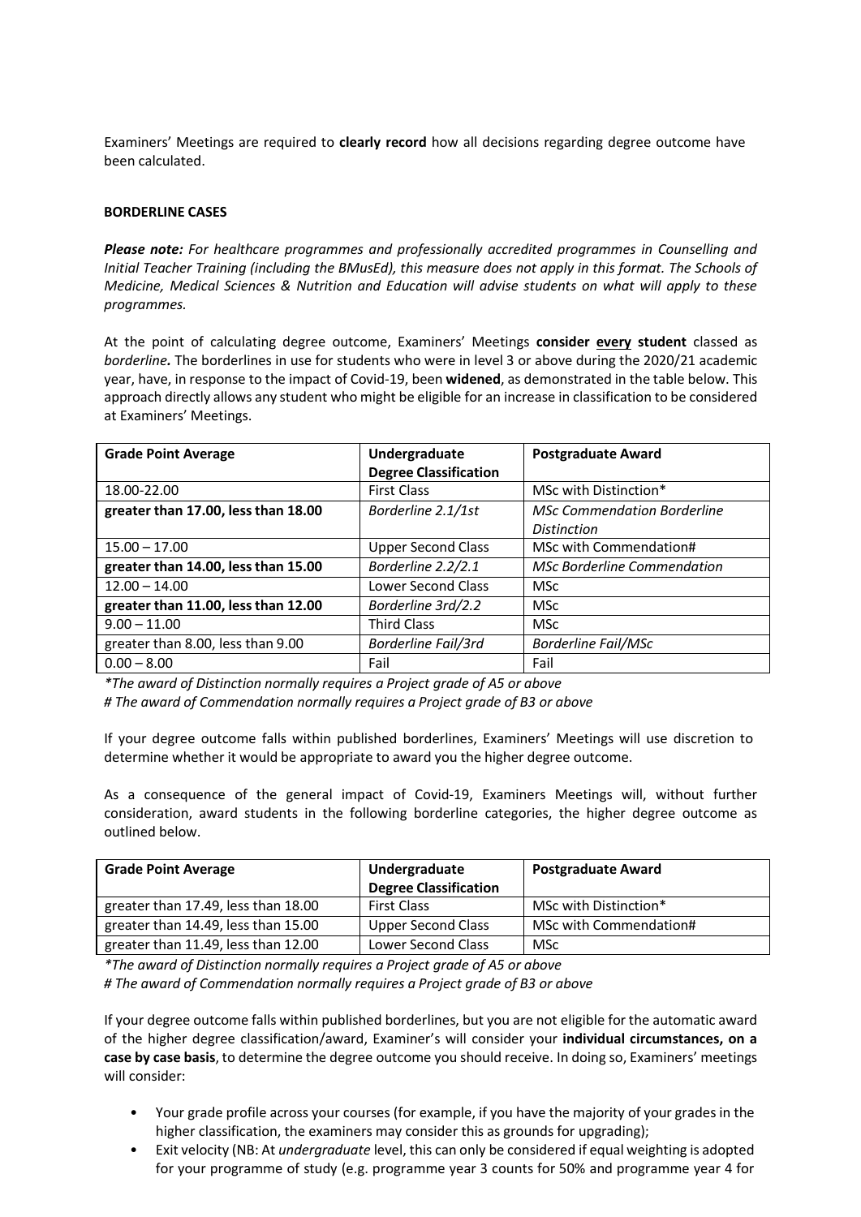Examiners' Meetings are required to **clearly record** how all decisions regarding degree outcome have been calculated.

**BORDERLINE CASES**

***Please note:*** *For healthcare programmes and professionally accredited programmes in Counselling and Initial Teacher Training (including the BMusEd), this measure does not apply in this format. The Schools of Medicine, Medical Sciences & Nutrition and Education will advise students on what will apply to these programmes.*

At the point of calculating degree outcome, Examiners' Meetings **consider every student** classed as *borderline.* The borderlines in use for students who were in level 3 or above during the 2020/21 academic year, have, in response to the impact of Covid-19, been **widened**, as demonstrated in the table below. This approach directly allows any student who might be eligible for an increase in classification to be considered at Examiners' Meetings.

| Grade Point Average | Undergraduate Degree Classification | Postgraduate Award |
|---|---|---|
| 18.00-22.00 | First Class | MSc with Distinction* |
| **greater than 17.00, less than 18.00** | *Borderline 2.1/1st* | *MSc Commendation Borderline Distinction* |
| 15.00 – 17.00 | Upper Second Class | MSc with Commendation# |
| **greater than 14.00, less than 15.00** | *Borderline 2.2/2.1* | *MSc Borderline Commendation* |
| 12.00 – 14.00 | Lower Second Class | MSc |
| **greater than 11.00, less than 12.00** | *Borderline 3rd/2.2* | MSc |
| 9.00 – 11.00 | Third Class | MSc |
| greater than 8.00, less than 9.00 | *Borderline Fail/3rd* | *Borderline Fail/MSc* |
| 0.00 – 8.00 | Fail | Fail |

*\*The award of Distinction normally requires a Project grade of A5 or above*
*# The award of Commendation normally requires a Project grade of B3 or above*

If your degree outcome falls within published borderlines, Examiners' Meetings will use discretion to determine whether it would be appropriate to award you the higher degree outcome.

As a consequence of the general impact of Covid-19, Examiners Meetings will, without further consideration, award students in the following borderline categories, the higher degree outcome as outlined below.

| Grade Point Average | Undergraduate Degree Classification | Postgraduate Award |
|---|---|---|
| greater than 17.49, less than 18.00 | First Class | MSc with Distinction* |
| greater than 14.49, less than 15.00 | Upper Second Class | MSc with Commendation# |
| greater than 11.49, less than 12.00 | Lower Second Class | MSc |

*\*The award of Distinction normally requires a Project grade of A5 or above*
*# The award of Commendation normally requires a Project grade of B3 or above*

If your degree outcome falls within published borderlines, but you are not eligible for the automatic award of the higher degree classification/award, Examiner's will consider your **individual circumstances, on a case by case basis**, to determine the degree outcome you should receive. In doing so, Examiners' meetings will consider:

- Your grade profile across your courses (for example, if you have the majority of your grades in the higher classification, the examiners may consider this as grounds for upgrading);
- Exit velocity (NB: At *undergraduate* level, this can only be considered if equal weighting is adopted for your programme of study (e.g. programme year 3 counts for 50% and programme year 4 for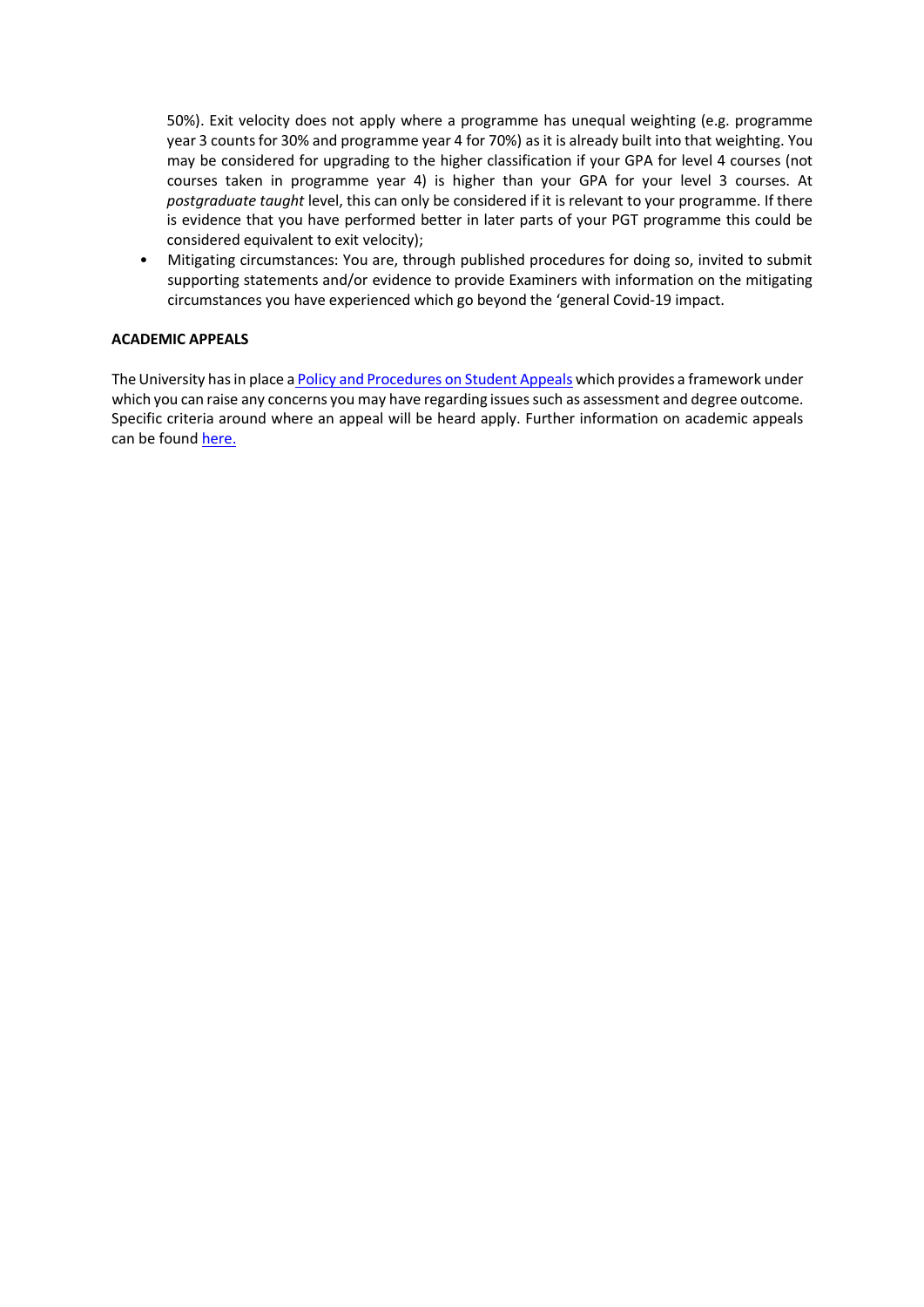50%). Exit velocity does not apply where a programme has unequal weighting (e.g. programme year 3 counts for 30% and programme year 4 for 70%) as it is already built into that weighting. You may be considered for upgrading to the higher classification if your GPA for level 4 courses (not courses taken in programme year 4) is higher than your GPA for your level 3 courses. At *postgraduate taught* level, this can only be considered if it is relevant to your programme. If there is evidence that you have performed better in later parts of your PGT programme this could be considered equivalent to exit velocity);

- Mitigating circumstances: You are, through published procedures for doing so, invited to submit supporting statements and/or evidence to provide Examiners with information on the mitigating circumstances you have experienced which go beyond the 'general Covid-19 impact.

**ACADEMIC APPEALS**

The University has in place a Policy and Procedures on Student Appeals which provides a framework under which you can raise any concerns you may have regarding issues such as assessment and degree outcome. Specific criteria around where an appeal will be heard apply. Further information on academic appeals can be found here.